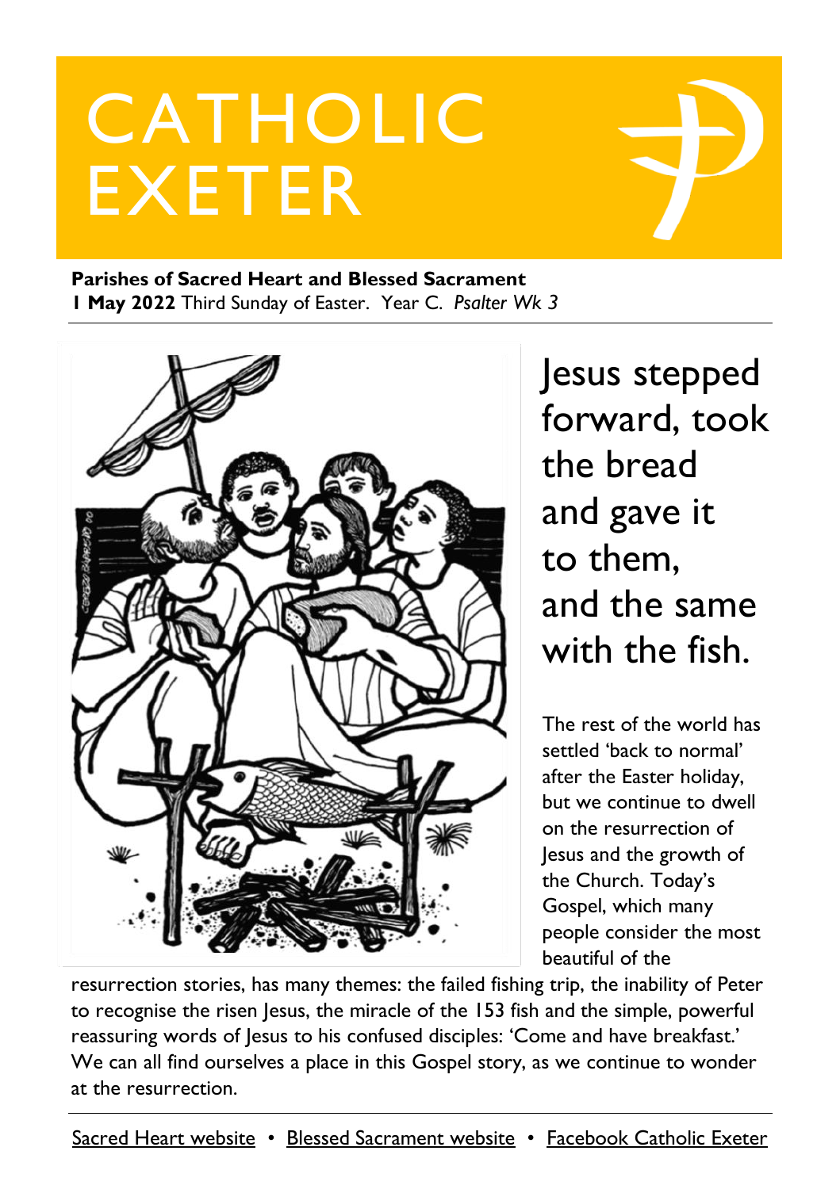# CATHOLIC EXETER

**Parishes of Sacred Heart and Blessed Sacrament**
**1 May 2022** Third Sunday of Easter. Year C. *Psalter Wk 3*

## Jesus stepped forward, took the bread and gave it to them, and the same with the fish.

The rest of the world has settled 'back to normal' after the Easter holiday, but we continue to dwell on the resurrection of Jesus and the growth of the Church. Today's Gospel, which many people consider the most beautiful of the resurrection stories, has many themes: the failed fishing trip, the inability of Peter to recognise the risen Jesus, the miracle of the 153 fish and the simple, powerful reassuring words of Jesus to his confused disciples: 'Come and have breakfast.' We can all find ourselves a place in this Gospel story, as we continue to wonder at the resurrection.

Sacred Heart website • Blessed Sacrament website • Facebook Catholic Exeter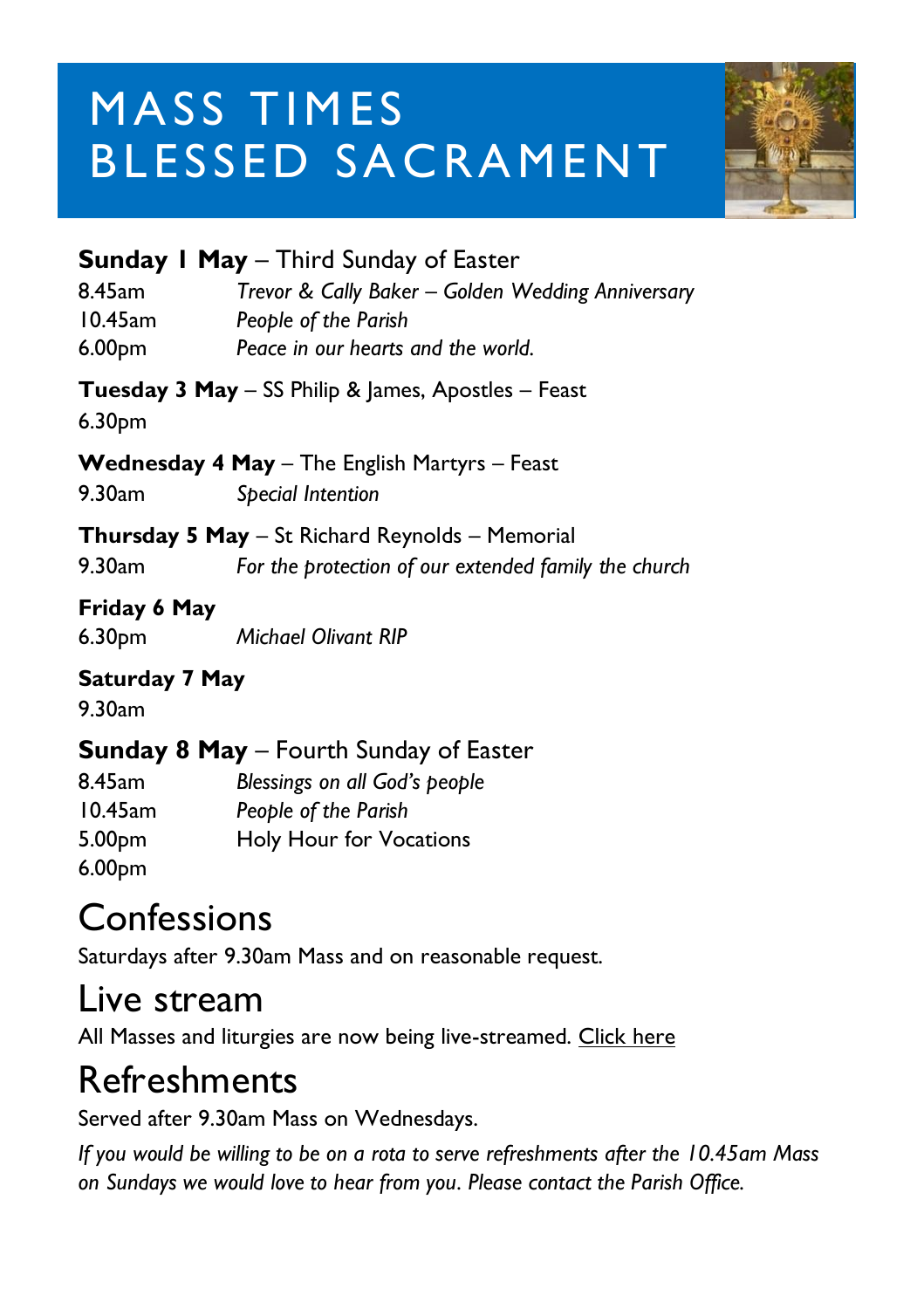# MASS TIMES BLESSED SACRAMENT

**Sunday 1 May** – Third Sunday of Easter

8.45am *Trevor & Cally Baker – Golden Wedding Anniversary*
10.45am *People of the Parish*
6.00pm *Peace in our hearts and the world.*

**Tuesday 3 May** – SS Philip & James, Apostles – Feast

6.30pm

**Wednesday 4 May** – The English Martyrs – Feast

9.30am *Special Intention*

**Thursday 5 May** – St Richard Reynolds – Memorial

9.30am *For the protection of our extended family the church*

**Friday 6 May**

6.30pm *Michael Olivant RIP*

**Saturday 7 May**

9.30am

**Sunday 8 May** – Fourth Sunday of Easter

8.45am *Blessings on all God's people*
10.45am *People of the Parish*
5.00pm Holy Hour for Vocations
6.00pm

# Confessions

Saturdays after 9.30am Mass and on reasonable request.

# Live stream

All Masses and liturgies are now being live-streamed. Click here

# Refreshments

Served after 9.30am Mass on Wednesdays.

*If you would be willing to be on a rota to serve refreshments after the 10.45am Mass on Sundays we would love to hear from you. Please contact the Parish Office.*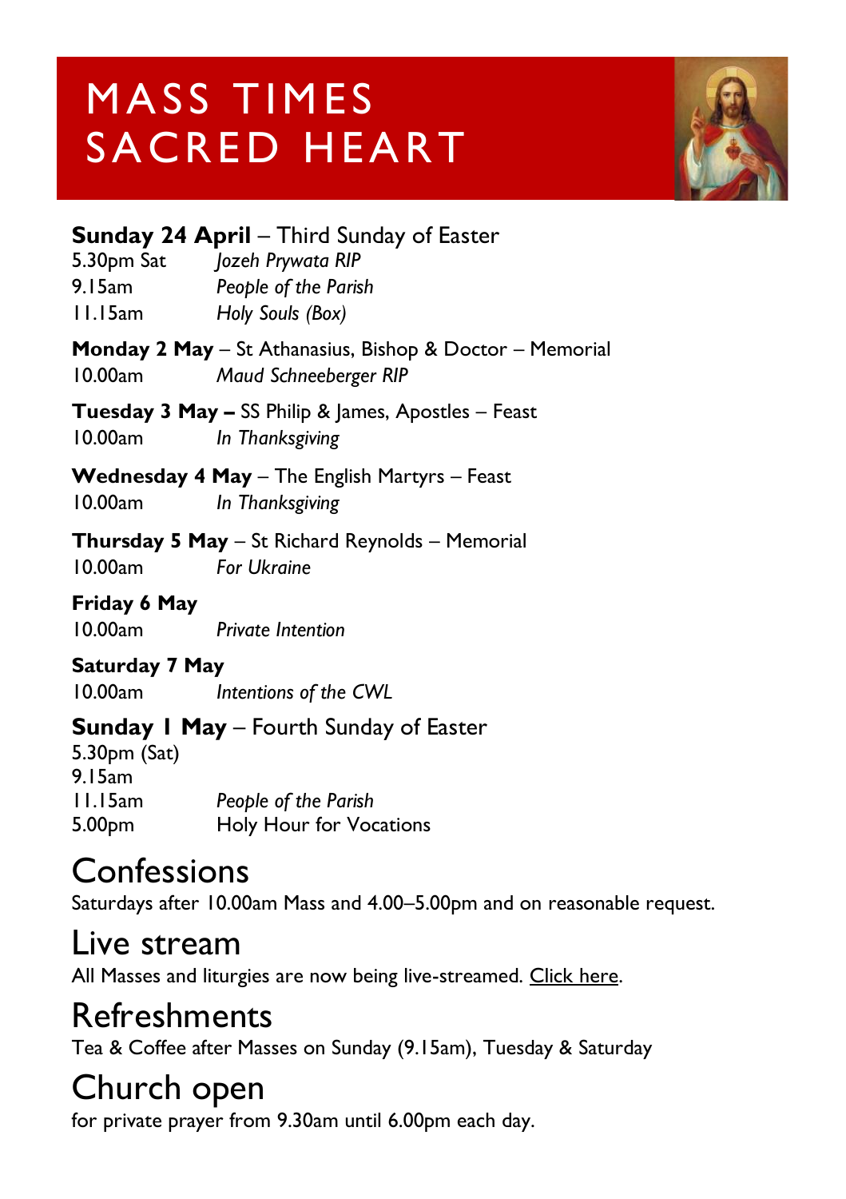# MASS TIMES SACRED HEART

**Sunday 24 April** – Third Sunday of Easter

5.30pm Sat *Jozeh Prywata RIP*
9.15am *People of the Parish*
11.15am *Holy Souls (Box)*

**Monday 2 May** – St Athanasius, Bishop & Doctor – Memorial

10.00am *Maud Schneeberger RIP*

**Tuesday 3 May –** SS Philip & James, Apostles – Feast

10.00am *In Thanksgiving*

**Wednesday 4 May** – The English Martyrs – Feast

10.00am *In Thanksgiving*

**Thursday 5 May** – St Richard Reynolds – Memorial

10.00am *For Ukraine*

**Friday 6 May**

10.00am *Private Intention*

**Saturday 7 May**

10.00am *Intentions of the CWL*

**Sunday 1 May** – Fourth Sunday of Easter

5.30pm (Sat)
9.15am
11.15am *People of the Parish*
5.00pm Holy Hour for Vocations

## Confessions

Saturdays after 10.00am Mass and 4.00–5.00pm and on reasonable request.

## Live stream

All Masses and liturgies are now being live-streamed. Click here.

## Refreshments

Tea & Coffee after Masses on Sunday (9.15am), Tuesday & Saturday

## Church open

for private prayer from 9.30am until 6.00pm each day.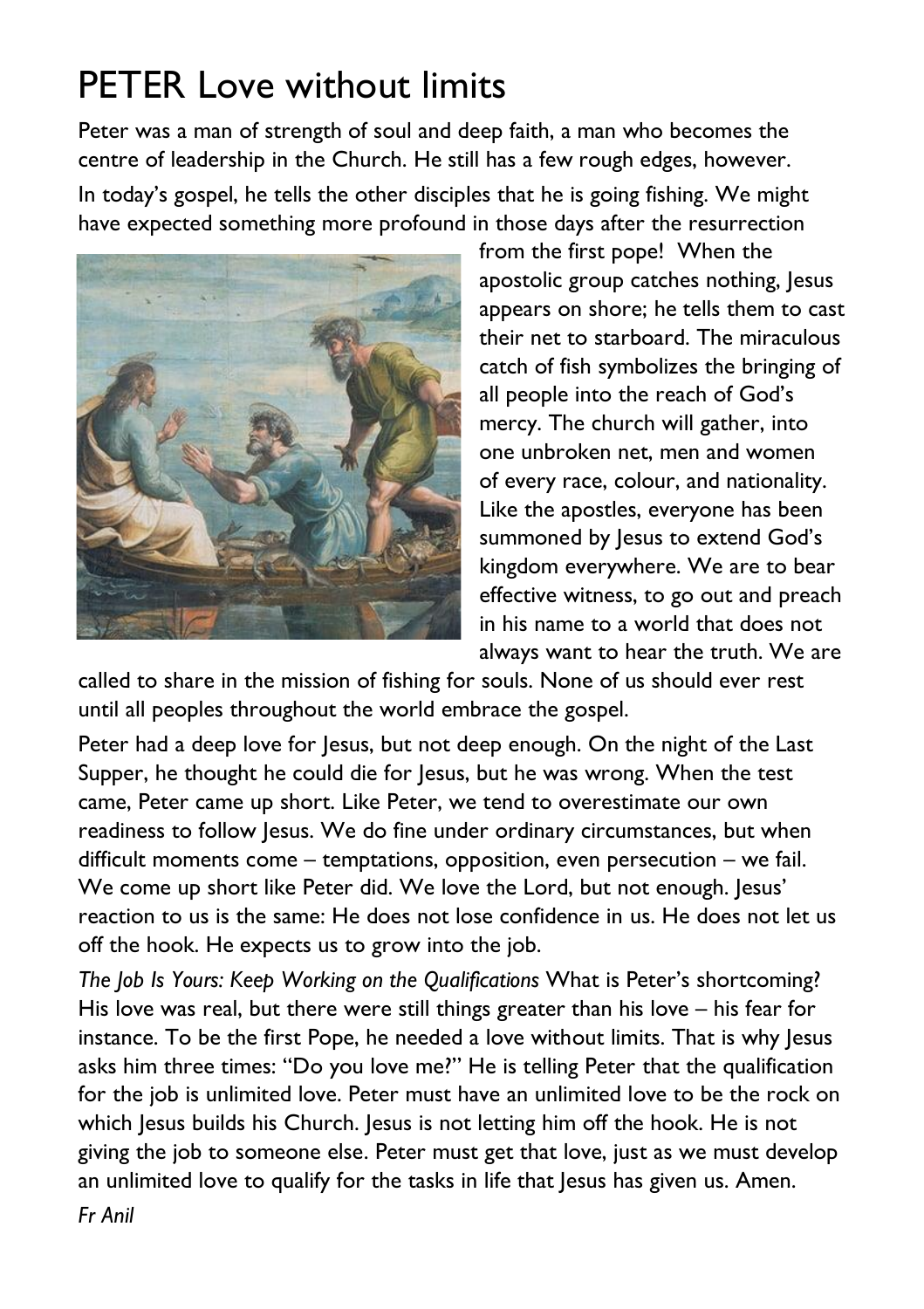# PETER Love without limits

Peter was a man of strength of soul and deep faith, a man who becomes the centre of leadership in the Church. He still has a few rough edges, however.

In today's gospel, he tells the other disciples that he is going fishing. We might have expected something more profound in those days after the resurrection from the first pope! When the apostolic group catches nothing, Jesus appears on shore; he tells them to cast their net to starboard. The miraculous catch of fish symbolizes the bringing of all people into the reach of God's mercy. The church will gather, into one unbroken net, men and women of every race, colour, and nationality. Like the apostles, everyone has been summoned by Jesus to extend God's kingdom everywhere. We are to bear effective witness, to go out and preach in his name to a world that does not always want to hear the truth. We are called to share in the mission of fishing for souls. None of us should ever rest until all peoples throughout the world embrace the gospel.

Peter had a deep love for Jesus, but not deep enough. On the night of the Last Supper, he thought he could die for Jesus, but he was wrong. When the test came, Peter came up short. Like Peter, we tend to overestimate our own readiness to follow Jesus. We do fine under ordinary circumstances, but when difficult moments come – temptations, opposition, even persecution – we fail. We come up short like Peter did. We love the Lord, but not enough. Jesus' reaction to us is the same: He does not lose confidence in us. He does not let us off the hook. He expects us to grow into the job.

*The Job Is Yours: Keep Working on the Qualifications* What is Peter's shortcoming? His love was real, but there were still things greater than his love – his fear for instance. To be the first Pope, he needed a love without limits. That is why Jesus asks him three times: "Do you love me?" He is telling Peter that the qualification for the job is unlimited love. Peter must have an unlimited love to be the rock on which Jesus builds his Church. Jesus is not letting him off the hook. He is not giving the job to someone else. Peter must get that love, just as we must develop an unlimited love to qualify for the tasks in life that Jesus has given us. Amen.

*Fr Anil*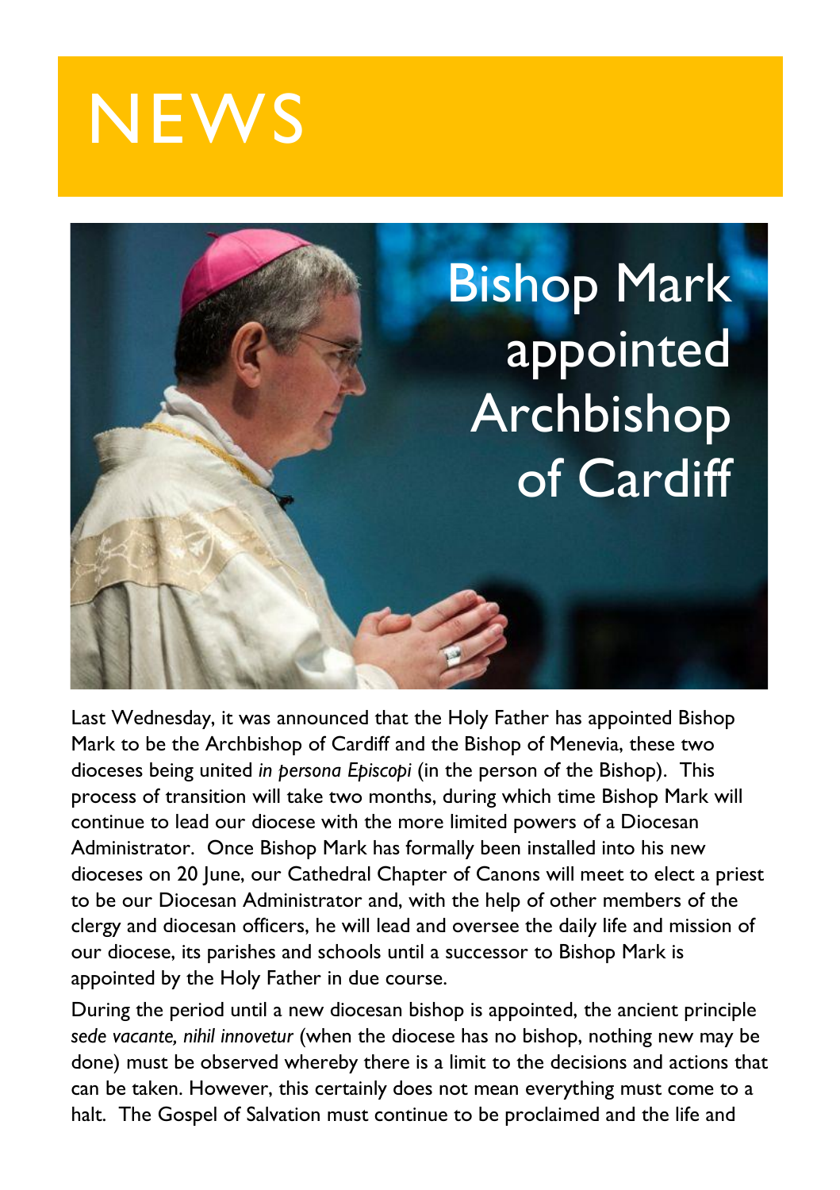# NEWS

## Bishop Mark appointed Archbishop of Cardiff

Last Wednesday, it was announced that the Holy Father has appointed Bishop Mark to be the Archbishop of Cardiff and the Bishop of Menevia, these two dioceses being united *in persona Episcopi* (in the person of the Bishop). This process of transition will take two months, during which time Bishop Mark will continue to lead our diocese with the more limited powers of a Diocesan Administrator. Once Bishop Mark has formally been installed into his new dioceses on 20 June, our Cathedral Chapter of Canons will meet to elect a priest to be our Diocesan Administrator and, with the help of other members of the clergy and diocesan officers, he will lead and oversee the daily life and mission of our diocese, its parishes and schools until a successor to Bishop Mark is appointed by the Holy Father in due course.

During the period until a new diocesan bishop is appointed, the ancient principle *sede vacante, nihil innovetur* (when the diocese has no bishop, nothing new may be done) must be observed whereby there is a limit to the decisions and actions that can be taken. However, this certainly does not mean everything must come to a halt. The Gospel of Salvation must continue to be proclaimed and the life and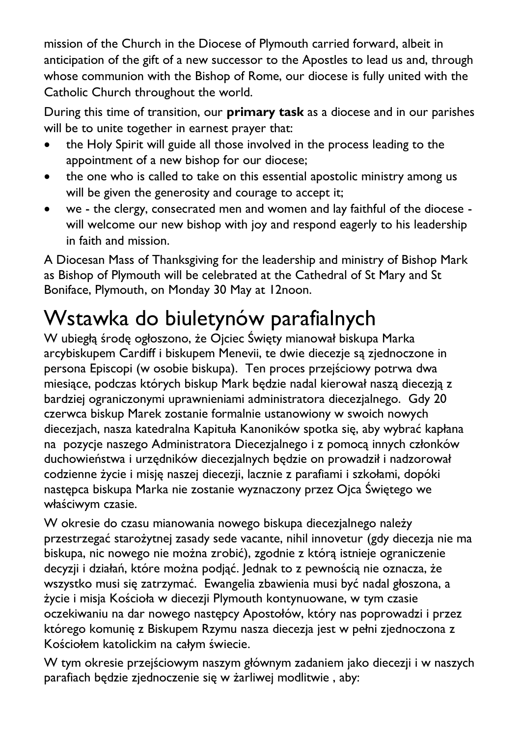mission of the Church in the Diocese of Plymouth carried forward, albeit in anticipation of the gift of a new successor to the Apostles to lead us and, through whose communion with the Bishop of Rome, our diocese is fully united with the Catholic Church throughout the world.

During this time of transition, our **primary task** as a diocese and in our parishes will be to unite together in earnest prayer that:

- the Holy Spirit will guide all those involved in the process leading to the appointment of a new bishop for our diocese;
- the one who is called to take on this essential apostolic ministry among us will be given the generosity and courage to accept it;
- we - the clergy, consecrated men and women and lay faithful of the diocese - will welcome our new bishop with joy and respond eagerly to his leadership in faith and mission.

A Diocesan Mass of Thanksgiving for the leadership and ministry of Bishop Mark as Bishop of Plymouth will be celebrated at the Cathedral of St Mary and St Boniface, Plymouth, on Monday 30 May at 12noon.

# Wstawka do biuletynów parafialnych

W ubiegłą środę ogłoszono, że Ojciec Święty mianował biskupa Marka arcybiskupem Cardiff i biskupem Menevii, te dwie diecezje są zjednoczone in persona Episcopi (w osobie biskupa). Ten proces przejściowy potrwa dwa miesiące, podczas których biskup Mark będzie nadal kierował naszą diecezją z bardziej ograniczonymi uprawnieniami administratora diecezjalnego. Gdy 20 czerwca biskup Marek zostanie formalnie ustanowiony w swoich nowych diecezjach, nasza katedralna Kapituła Kanoników spotka się, aby wybrać kapłana na pozycje naszego Administratora Diecezjalnego i z pomocą innych członków duchowieństwa i urzędników diecezjalnych będzie on prowadził i nadzorował codzienne życie i misję naszej diecezji, lacznie z parafiami i szkołami, dopóki następca biskupa Marka nie zostanie wyznaczony przez Ojca Świętego we właściwym czasie.

W okresie do czasu mianowania nowego biskupa diecezjalnego należy przestrzegać starożytnej zasady sede vacante, nihil innovetur (gdy diecezja nie ma biskupa, nic nowego nie można zrobić), zgodnie z którą istnieje ograniczenie decyzji i działań, które można podjąć. Jednak to z pewnością nie oznacza, że wszystko musi się zatrzymać. Ewangelia zbawienia musi być nadal głoszona, a życie i misja Kościoła w diecezji Plymouth kontynuowane, w tym czasie oczekiwaniu na dar nowego następcy Apostołów, który nas poprowadzi i przez którego komunię z Biskupem Rzymu nasza diecezja jest w pełni zjednoczona z Kościołem katolickim na całym świecie.

W tym okresie przejściowym naszym głównym zadaniem jako diecezji i w naszych parafiach będzie zjednoczenie się w żarliwej modlitwie , aby: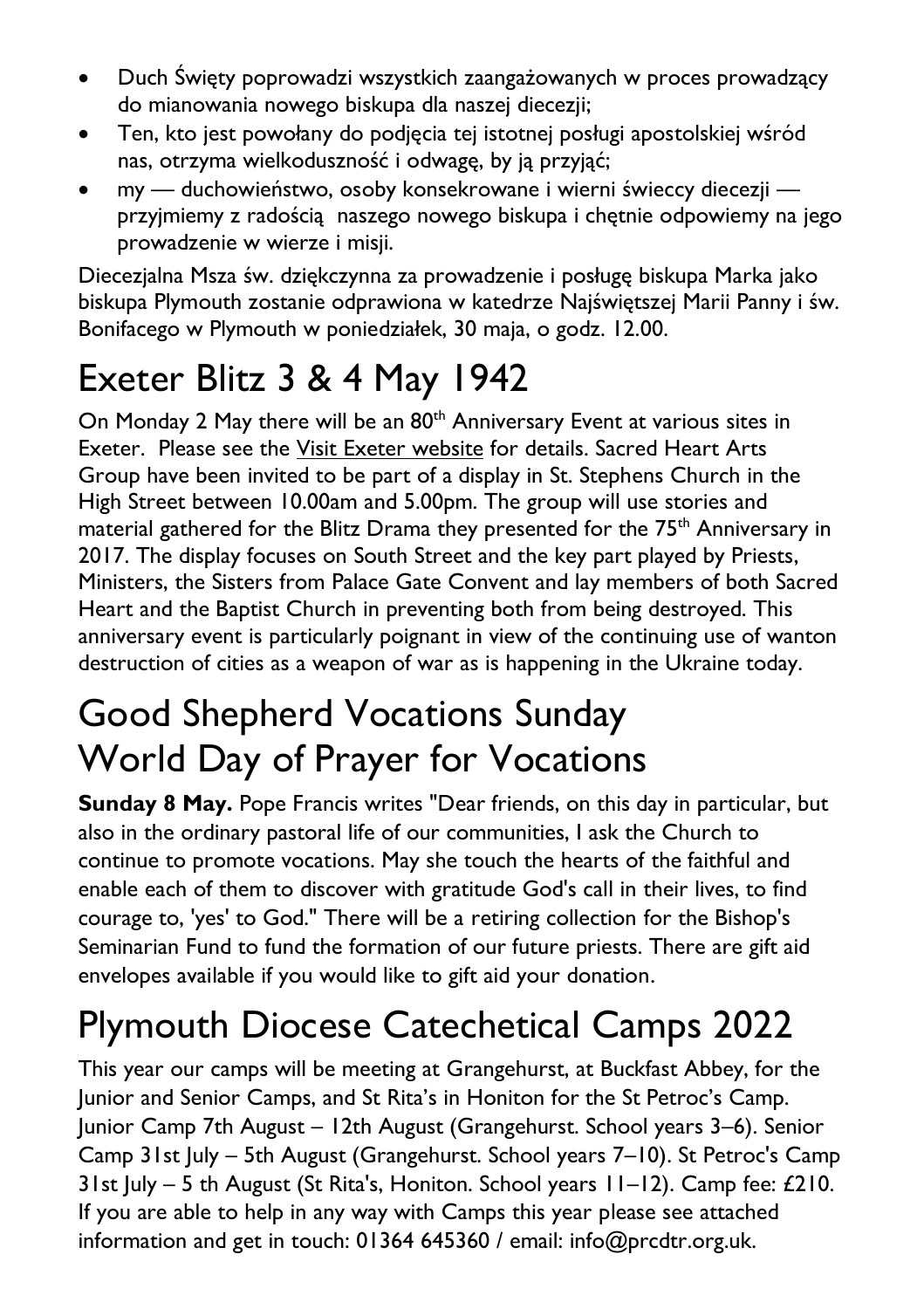- Duch Święty poprowadzi wszystkich zaangażowanych w proces prowadzący do mianowania nowego biskupa dla naszej diecezji;
- Ten, kto jest powołany do podjęcia tej istotnej posługi apostolskiej wśród nas, otrzyma wielkoduszność i odwagę, by ją przyjąć;
- my — duchowieństwo, osoby konsekrowane i wierni świeccy diecezji — przyjmiemy z radością naszego nowego biskupa i chętnie odpowiemy na jego prowadzenie w wierze i misji.

Diecezjalna Msza św. dziękczynna za prowadzenie i posługę biskupa Marka jako biskupa Plymouth zostanie odprawiona w katedrze Najświętszej Marii Panny i św. Bonifacego w Plymouth w poniedziałek, 30 maja, o godz. 12.00.

# Exeter Blitz 3 & 4 May 1942

On Monday 2 May there will be an 80th Anniversary Event at various sites in Exeter. Please see the Visit Exeter website for details. Sacred Heart Arts Group have been invited to be part of a display in St. Stephens Church in the High Street between 10.00am and 5.00pm. The group will use stories and material gathered for the Blitz Drama they presented for the 75th Anniversary in 2017. The display focuses on South Street and the key part played by Priests, Ministers, the Sisters from Palace Gate Convent and lay members of both Sacred Heart and the Baptist Church in preventing both from being destroyed. This anniversary event is particularly poignant in view of the continuing use of wanton destruction of cities as a weapon of war as is happening in the Ukraine today.

# Good Shepherd Vocations Sunday World Day of Prayer for Vocations

**Sunday 8 May.** Pope Francis writes "Dear friends, on this day in particular, but also in the ordinary pastoral life of our communities, I ask the Church to continue to promote vocations. May she touch the hearts of the faithful and enable each of them to discover with gratitude God's call in their lives, to find courage to, 'yes' to God." There will be a retiring collection for the Bishop's Seminarian Fund to fund the formation of our future priests. There are gift aid envelopes available if you would like to gift aid your donation.

# Plymouth Diocese Catechetical Camps 2022

This year our camps will be meeting at Grangehurst, at Buckfast Abbey, for the Junior and Senior Camps, and St Rita's in Honiton for the St Petroc's Camp. Junior Camp 7th August – 12th August (Grangehurst. School years 3–6). Senior Camp 31st July – 5th August (Grangehurst. School years 7–10). St Petroc's Camp 31st July – 5 th August (St Rita's, Honiton. School years 11–12). Camp fee: £210. If you are able to help in any way with Camps this year please see attached information and get in touch: 01364 645360 / email: info@prcdtr.org.uk.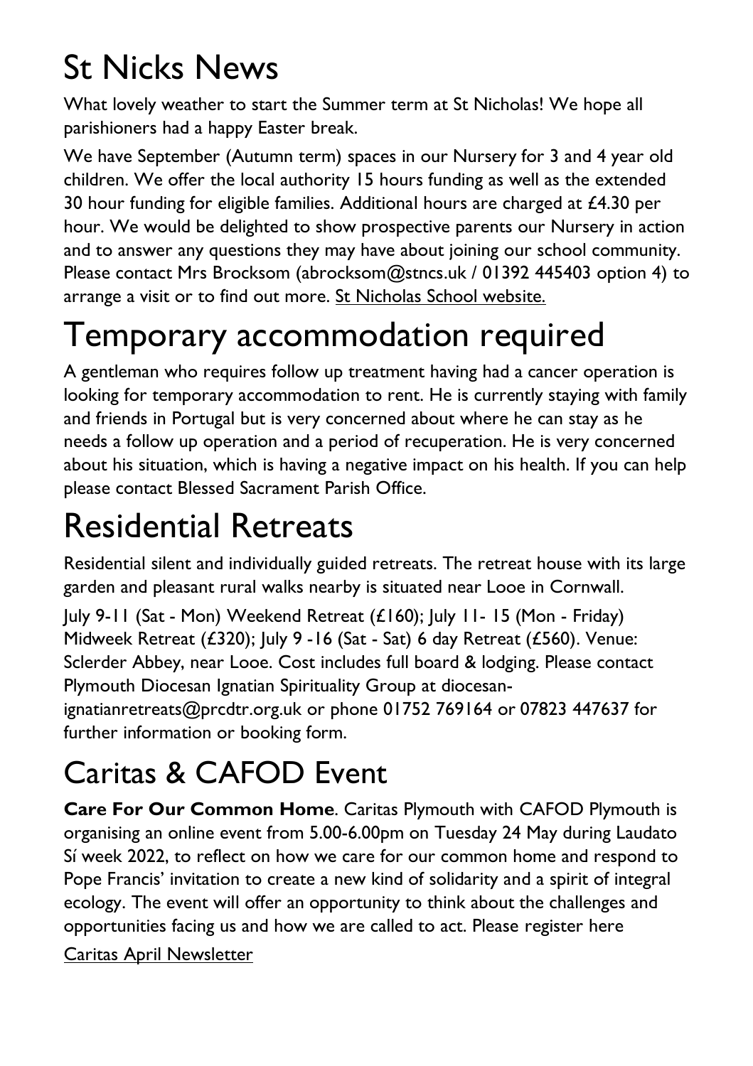# St Nicks News

What lovely weather to start the Summer term at St Nicholas! We hope all parishioners had a happy Easter break.

We have September (Autumn term) spaces in our Nursery for 3 and 4 year old children. We offer the local authority 15 hours funding as well as the extended 30 hour funding for eligible families. Additional hours are charged at £4.30 per hour. We would be delighted to show prospective parents our Nursery in action and to answer any questions they may have about joining our school community. Please contact Mrs Brocksom (abrocksom@stncs.uk / 01392 445403 option 4) to arrange a visit or to find out more. St Nicholas School website.

# Temporary accommodation required

A gentleman who requires follow up treatment having had a cancer operation is looking for temporary accommodation to rent. He is currently staying with family and friends in Portugal but is very concerned about where he can stay as he needs a follow up operation and a period of recuperation. He is very concerned about his situation, which is having a negative impact on his health. If you can help please contact Blessed Sacrament Parish Office.

# Residential Retreats

Residential silent and individually guided retreats. The retreat house with its large garden and pleasant rural walks nearby is situated near Looe in Cornwall.

July 9-11 (Sat - Mon) Weekend Retreat (£160); July 11- 15 (Mon - Friday) Midweek Retreat (£320); July 9 -16 (Sat - Sat) 6 day Retreat (£560). Venue: Sclerder Abbey, near Looe. Cost includes full board & lodging. Please contact Plymouth Diocesan Ignatian Spirituality Group at diocesan-ignatianretreats@prcdtr.org.uk or phone 01752 769164 or 07823 447637 for further information or booking form.

# Caritas & CAFOD Event

**Care For Our Common Home**. Caritas Plymouth with CAFOD Plymouth is organising an online event from 5.00-6.00pm on Tuesday 24 May during Laudato Sí week 2022, to reflect on how we care for our common home and respond to Pope Francis' invitation to create a new kind of solidarity and a spirit of integral ecology. The event will offer an opportunity to think about the challenges and opportunities facing us and how we are called to act. Please register here

Caritas April Newsletter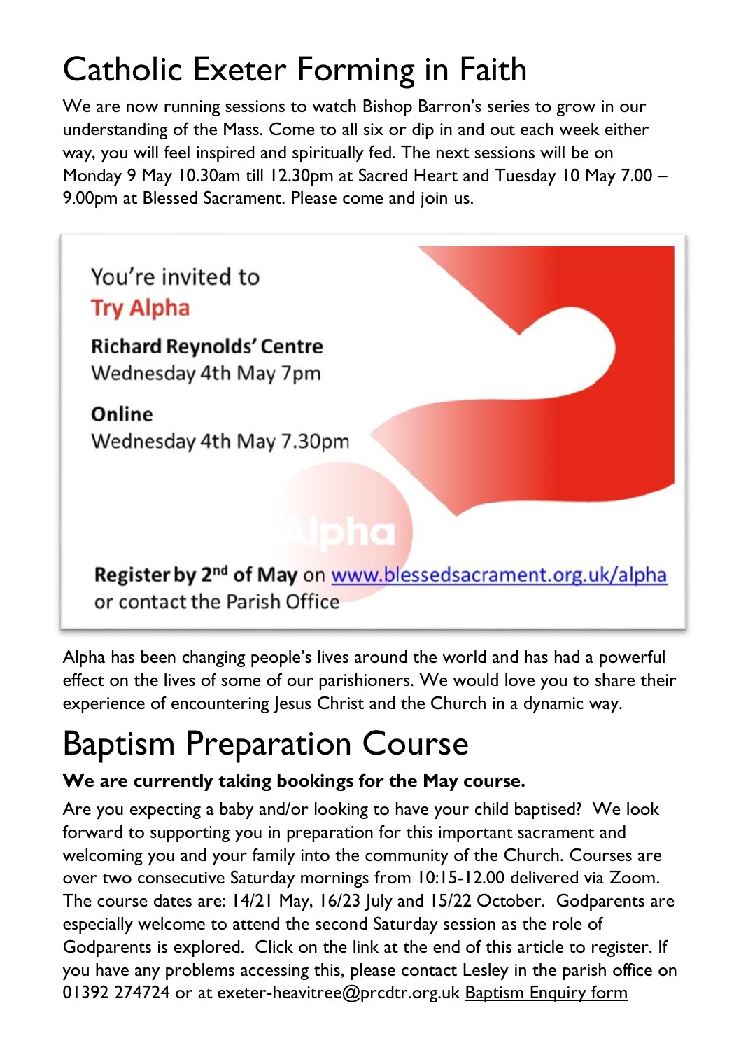# Catholic Exeter Forming in Faith

We are now running sessions to watch Bishop Barron's series to grow in our understanding of the Mass. Come to all six or dip in and out each week either way, you will feel inspired and spiritually fed. The next sessions will be on Monday 9 May 10.30am till 12.30pm at Sacred Heart and Tuesday 10 May 7.00 – 9.00pm at Blessed Sacrament. Please come and join us.

You're invited to

**Try Alpha**

**Richard Reynolds' Centre**
Wednesday 4th May 7pm

**Online**
Wednesday 4th May 7.30pm

Alpha

**Register by 2nd of May** on [www.blessedsacrament.org.uk/alpha](www.blessedsacrament.org.uk/alpha)
or contact the Parish Office

Alpha has been changing people's lives around the world and has had a powerful effect on the lives of some of our parishioners. We would love you to share their experience of encountering Jesus Christ and the Church in a dynamic way.

# Baptism Preparation Course

**We are currently taking bookings for the May course.**

Are you expecting a baby and/or looking to have your child baptised? We look forward to supporting you in preparation for this important sacrament and welcoming you and your family into the community of the Church. Courses are over two consecutive Saturday mornings from 10:15-12.00 delivered via Zoom. The course dates are: 14/21 May, 16/23 July and 15/22 October. Godparents are especially welcome to attend the second Saturday session as the role of Godparents is explored. Click on the link at the end of this article to register. If you have any problems accessing this, please contact Lesley in the parish office on 01392 274724 or at exeter-heavitree@prcdtr.org.uk Baptism Enquiry form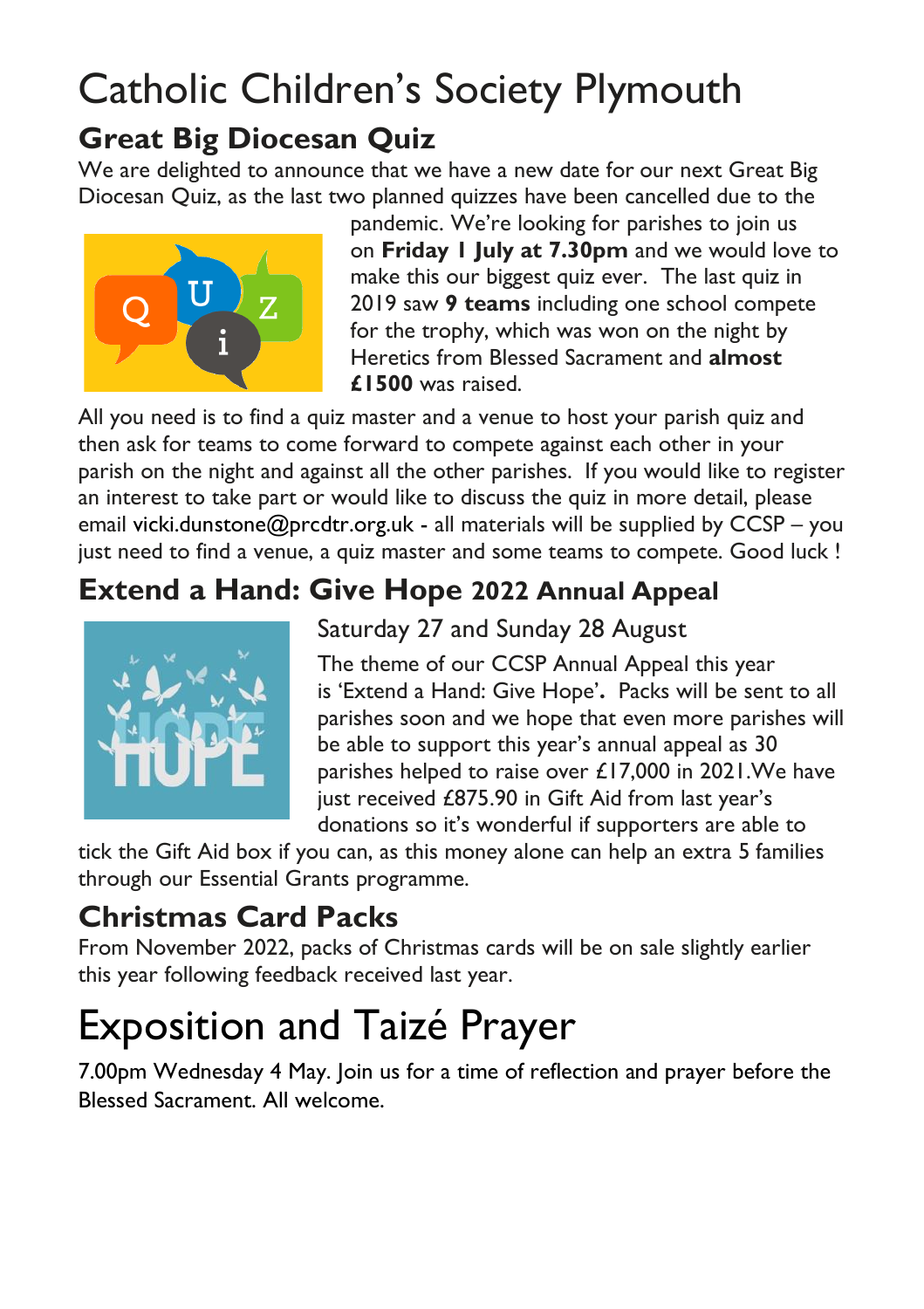# Catholic Children's Society Plymouth

## Great Big Diocesan Quiz

We are delighted to announce that we have a new date for our next Great Big Diocesan Quiz, as the last two planned quizzes have been cancelled due to the pandemic. We're looking for parishes to join us on **Friday 1 July at 7.30pm** and we would love to make this our biggest quiz ever. The last quiz in 2019 saw **9 teams** including one school compete for the trophy, which was won on the night by Heretics from Blessed Sacrament and **almost £1500** was raised.

All you need is to find a quiz master and a venue to host your parish quiz and then ask for teams to come forward to compete against each other in your parish on the night and against all the other parishes. If you would like to register an interest to take part or would like to discuss the quiz in more detail, please email vicki.dunstone@prcdtr.org.uk **-** all materials will be supplied by CCSP – you just need to find a venue, a quiz master and some teams to compete. Good luck !

## Extend a Hand: Give Hope 2022 Annual Appeal

Saturday 27 and Sunday 28 August

The theme of our CCSP Annual Appeal this year is 'Extend a Hand: Give Hope'**.** Packs will be sent to all parishes soon and we hope that even more parishes will be able to support this year's annual appeal as 30 parishes helped to raise over £17,000 in 2021.We have just received £875.90 in Gift Aid from last year's donations so it's wonderful if supporters are able to tick the Gift Aid box if you can, as this money alone can help an extra 5 families through our Essential Grants programme.

## Christmas Card Packs

From November 2022, packs of Christmas cards will be on sale slightly earlier this year following feedback received last year.

# Exposition and Taizé Prayer

7.00pm Wednesday 4 May. Join us for a time of reflection and prayer before the Blessed Sacrament. All welcome.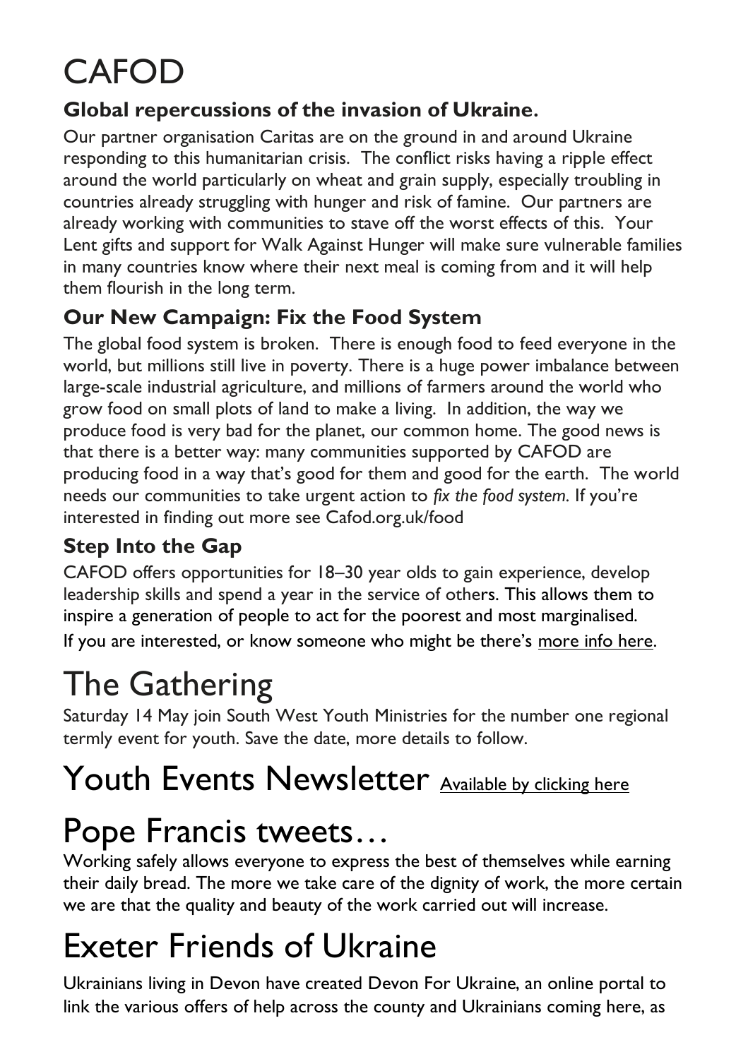# CAFOD

### Global repercussions of the invasion of Ukraine.

Our partner organisation Caritas are on the ground in and around Ukraine responding to this humanitarian crisis. The conflict risks having a ripple effect around the world particularly on wheat and grain supply, especially troubling in countries already struggling with hunger and risk of famine. Our partners are already working with communities to stave off the worst effects of this. Your Lent gifts and support for Walk Against Hunger will make sure vulnerable families in many countries know where their next meal is coming from and it will help them flourish in the long term.

### Our New Campaign: Fix the Food System

The global food system is broken. There is enough food to feed everyone in the world, but millions still live in poverty. There is a huge power imbalance between large-scale industrial agriculture, and millions of farmers around the world who grow food on small plots of land to make a living. In addition, the way we produce food is very bad for the planet, our common home. The good news is that there is a better way: many communities supported by CAFOD are producing food in a way that's good for them and good for the earth. The world needs our communities to take urgent action to *fix the food system*. If you're interested in finding out more see Cafod.org.uk/food

### Step Into the Gap

CAFOD offers opportunities for 18–30 year olds to gain experience, develop leadership skills and spend a year in the service of others. This allows them to inspire a generation of people to act for the poorest and most marginalised.

If you are interested, or know someone who might be there's more info here.

# The Gathering

Saturday 14 May join South West Youth Ministries for the number one regional termly event for youth. Save the date, more details to follow.

# Youth Events Newsletter Available by clicking here

# Pope Francis tweets…

Working safely allows everyone to express the best of themselves while earning their daily bread. The more we take care of the dignity of work, the more certain we are that the quality and beauty of the work carried out will increase.

# Exeter Friends of Ukraine

Ukrainians living in Devon have created Devon For Ukraine, an online portal to link the various offers of help across the county and Ukrainians coming here, as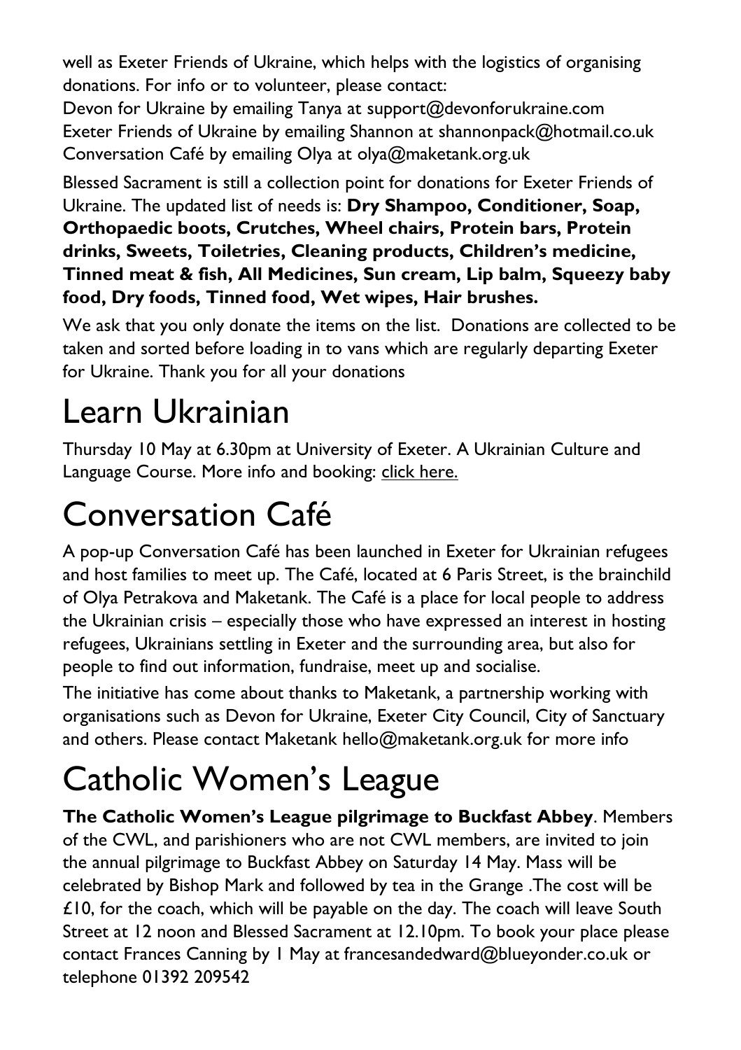well as Exeter Friends of Ukraine, which helps with the logistics of organising donations. For info or to volunteer, please contact:

Devon for Ukraine by emailing Tanya at support@devonforukraine.com
Exeter Friends of Ukraine by emailing Shannon at shannonpack@hotmail.co.uk
Conversation Café by emailing Olya at olya@maketank.org.uk

Blessed Sacrament is still a collection point for donations for Exeter Friends of Ukraine. The updated list of needs is: **Dry Shampoo, Conditioner, Soap, Orthopaedic boots, Crutches, Wheel chairs, Protein bars, Protein drinks, Sweets, Toiletries, Cleaning products, Children's medicine, Tinned meat & fish, All Medicines, Sun cream, Lip balm, Squeezy baby food, Dry foods, Tinned food, Wet wipes, Hair brushes.**

We ask that you only donate the items on the list. Donations are collected to be taken and sorted before loading in to vans which are regularly departing Exeter for Ukraine. Thank you for all your donations

# Learn Ukrainian

Thursday 10 May at 6.30pm at University of Exeter. A Ukrainian Culture and Language Course. More info and booking: click here.

# Conversation Café

A pop-up Conversation Café has been launched in Exeter for Ukrainian refugees and host families to meet up. The Café, located at 6 Paris Street, is the brainchild of Olya Petrakova and Maketank. The Café is a place for local people to address the Ukrainian crisis – especially those who have expressed an interest in hosting refugees, Ukrainians settling in Exeter and the surrounding area, but also for people to find out information, fundraise, meet up and socialise.

The initiative has come about thanks to Maketank, a partnership working with organisations such as Devon for Ukraine, Exeter City Council, City of Sanctuary and others. Please contact Maketank hello@maketank.org.uk for more info

# Catholic Women's League

**The Catholic Women's League pilgrimage to Buckfast Abbey**. Members of the CWL, and parishioners who are not CWL members, are invited to join the annual pilgrimage to Buckfast Abbey on Saturday 14 May. Mass will be celebrated by Bishop Mark and followed by tea in the Grange .The cost will be £10, for the coach, which will be payable on the day. The coach will leave South Street at 12 noon and Blessed Sacrament at 12.10pm. To book your place please contact Frances Canning by 1 May at francesandedward@blueyonder.co.uk or telephone 01392 209542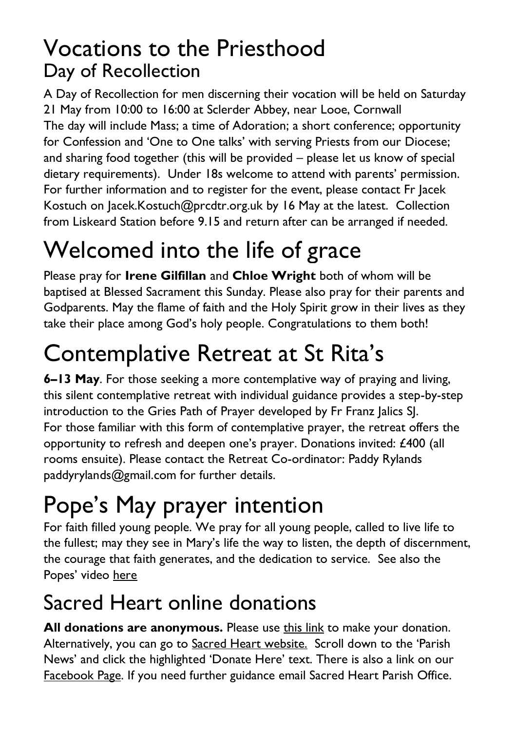# Vocations to the Priesthood

## Day of Recollection

A Day of Recollection for men discerning their vocation will be held on Saturday 21 May from 10:00 to 16:00 at Sclerder Abbey, near Looe, Cornwall
The day will include Mass; a time of Adoration; a short conference; opportunity for Confession and 'One to One talks' with serving Priests from our Diocese; and sharing food together (this will be provided – please let us know of special dietary requirements). Under 18s welcome to attend with parents' permission. For further information and to register for the event, please contact Fr Jacek Kostuch on Jacek.Kostuch@prcdtr.org.uk by 16 May at the latest. Collection from Liskeard Station before 9.15 and return after can be arranged if needed.

# Welcomed into the life of grace

Please pray for **Irene Gilfillan** and **Chloe Wright** both of whom will be baptised at Blessed Sacrament this Sunday. Please also pray for their parents and Godparents. May the flame of faith and the Holy Spirit grow in their lives as they take their place among God's holy people. Congratulations to them both!

# Contemplative Retreat at St Rita's

**6–13 May**. For those seeking a more contemplative way of praying and living, this silent contemplative retreat with individual guidance provides a step-by-step introduction to the Gries Path of Prayer developed by Fr Franz Jalics SJ.
For those familiar with this form of contemplative prayer, the retreat offers the opportunity to refresh and deepen one's prayer. Donations invited: £400 (all rooms ensuite). Please contact the Retreat Co-ordinator: Paddy Rylands paddyrylands@gmail.com for further details.

# Pope's May prayer intention

For faith filled young people. We pray for all young people, called to live life to the fullest; may they see in Mary's life the way to listen, the depth of discernment, the courage that faith generates, and the dedication to service. See also the Popes' video here

## Sacred Heart online donations

**All donations are anonymous.** Please use this link to make your donation. Alternatively, you can go to Sacred Heart website. Scroll down to the 'Parish News' and click the highlighted 'Donate Here' text. There is also a link on our Facebook Page. If you need further guidance email Sacred Heart Parish Office.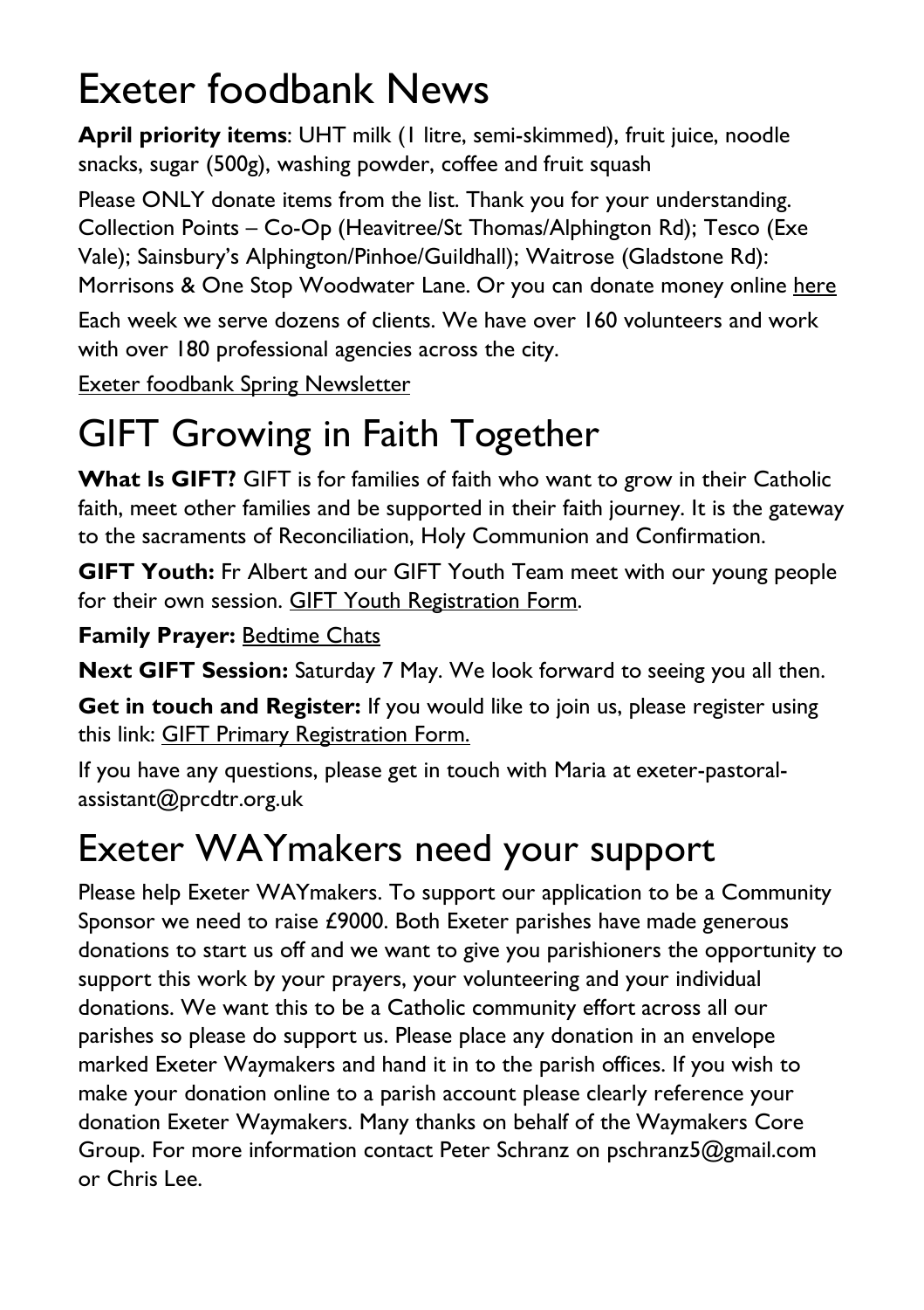# Exeter foodbank News

**April priority items**: UHT milk (1 litre, semi-skimmed), fruit juice, noodle snacks, sugar (500g), washing powder, coffee and fruit squash

Please ONLY donate items from the list. Thank you for your understanding. Collection Points – Co-Op (Heavitree/St Thomas/Alphington Rd); Tesco (Exe Vale); Sainsbury's Alphington/Pinhoe/Guildhall); Waitrose (Gladstone Rd): Morrisons & One Stop Woodwater Lane. Or you can donate money online here

Each week we serve dozens of clients. We have over 160 volunteers and work with over 180 professional agencies across the city.

Exeter foodbank Spring Newsletter

# GIFT Growing in Faith Together

**What Is GIFT?** GIFT is for families of faith who want to grow in their Catholic faith, meet other families and be supported in their faith journey. It is the gateway to the sacraments of Reconciliation, Holy Communion and Confirmation.

**GIFT Youth:** Fr Albert and our GIFT Youth Team meet with our young people for their own session. GIFT Youth Registration Form.

**Family Prayer:** Bedtime Chats

**Next GIFT Session:** Saturday 7 May. We look forward to seeing you all then.

**Get in touch and Register:** If you would like to join us, please register using this link: GIFT Primary Registration Form.

If you have any questions, please get in touch with Maria at exeter-pastoral-assistant@prcdtr.org.uk

# Exeter WAYmakers need your support

Please help Exeter WAYmakers. To support our application to be a Community Sponsor we need to raise £9000. Both Exeter parishes have made generous donations to start us off and we want to give you parishioners the opportunity to support this work by your prayers, your volunteering and your individual donations. We want this to be a Catholic community effort across all our parishes so please do support us. Please place any donation in an envelope marked Exeter Waymakers and hand it in to the parish offices. If you wish to make your donation online to a parish account please clearly reference your donation Exeter Waymakers. Many thanks on behalf of the Waymakers Core Group. For more information contact Peter Schranz on pschranz5@gmail.com or Chris Lee.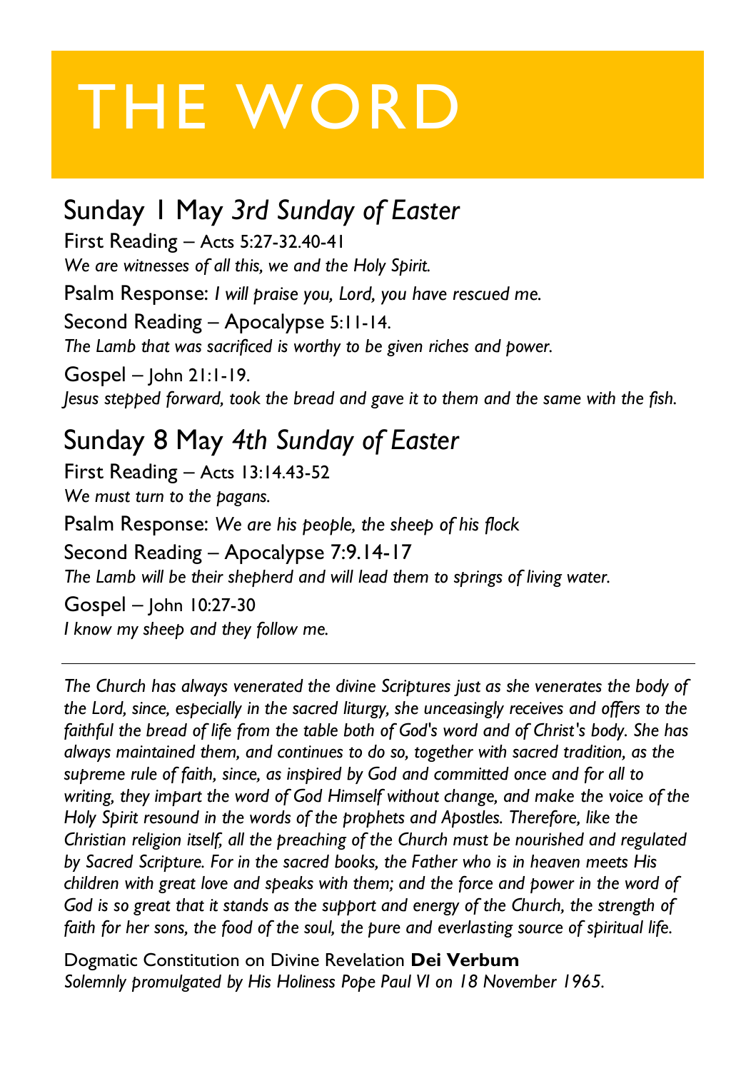# THE WORD

## Sunday 1 May *3rd Sunday of Easter*

First Reading – Acts 5:27-32.40-41
*We are witnesses of all this, we and the Holy Spirit.*

Psalm Response: *I will praise you, Lord, you have rescued me.*

Second Reading – Apocalypse 5:11-14.
*The Lamb that was sacrificed is worthy to be given riches and power.*

Gospel – John 21:1-19.
*Jesus stepped forward, took the bread and gave it to them and the same with the fish.*

## Sunday 8 May *4th Sunday of Easter*

First Reading – Acts 13:14.43-52
*We must turn to the pagans.*

Psalm Response: *We are his people, the sheep of his flock*

Second Reading – Apocalypse 7:9.14-17
*The Lamb will be their shepherd and will lead them to springs of living water.*

Gospel – John 10:27-30
*I know my sheep and they follow me.*

---

*The Church has always venerated the divine Scriptures just as she venerates the body of the Lord, since, especially in the sacred liturgy, she unceasingly receives and offers to the faithful the bread of life from the table both of God's word and of Christ's body. She has always maintained them, and continues to do so, together with sacred tradition, as the supreme rule of faith, since, as inspired by God and committed once and for all to writing, they impart the word of God Himself without change, and make the voice of the Holy Spirit resound in the words of the prophets and Apostles. Therefore, like the Christian religion itself, all the preaching of the Church must be nourished and regulated by Sacred Scripture. For in the sacred books, the Father who is in heaven meets His children with great love and speaks with them; and the force and power in the word of God is so great that it stands as the support and energy of the Church, the strength of faith for her sons, the food of the soul, the pure and everlasting source of spiritual life.*

Dogmatic Constitution on Divine Revelation **Dei Verbum**
*Solemnly promulgated by His Holiness Pope Paul VI on 18 November 1965.*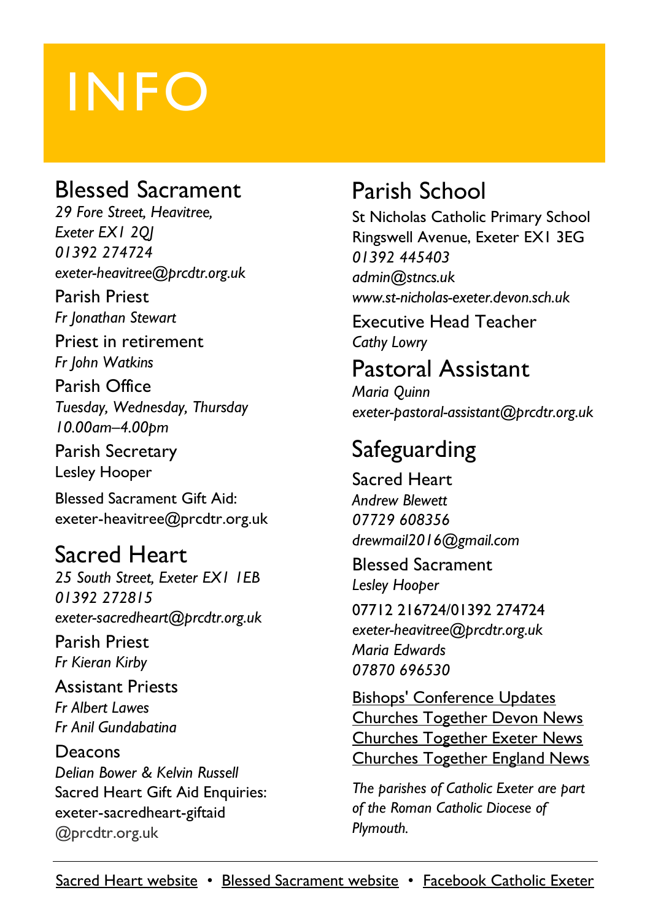# INFO

## Blessed Sacrament

*29 Fore Street, Heavitree,*
*Exeter EX1 2QJ*
*01392 274724*
*exeter-heavitree@prcdtr.org.uk*

### Parish Priest
*Fr Jonathan Stewart*

### Priest in retirement
*Fr John Watkins*

### Parish Office
*Tuesday, Wednesday, Thursday*
*10.00am–4.00pm*

### Parish Secretary
Lesley Hooper

Blessed Sacrament Gift Aid:
exeter-heavitree@prcdtr.org.uk

## Sacred Heart

*25 South Street, Exeter EX1 1EB*
*01392 272815*
*exeter-sacredheart@prcdtr.org.uk*

### Parish Priest
*Fr Kieran Kirby*

### Assistant Priests
*Fr Albert Lawes*
*Fr Anil Gundabatina*

### Deacons
*Delian Bower & Kelvin Russell*

Sacred Heart Gift Aid Enquiries:
exeter-sacredheart-giftaid
@prcdtr.org.uk

## Parish School

St Nicholas Catholic Primary School
Ringswell Avenue, Exeter EX1 3EG
*01392 445403*
*admin@stncs.uk*
*www.st-nicholas-exeter.devon.sch.uk*

### Executive Head Teacher
*Cathy Lowry*

## Pastoral Assistant

*Maria Quinn*
*exeter-pastoral-assistant@prcdtr.org.uk*

## Safeguarding

### Sacred Heart
*Andrew Blewett*
*07729 608356*
*drewmail2016@gmail.com*

### Blessed Sacrament
*Lesley Hooper*
07712 216724/01392 274724
*exeter-heavitree@prcdtr.org.uk*
*Maria Edwards*
*07870 696530*

Bishops' Conference Updates
Churches Together Devon News
Churches Together Exeter News
Churches Together England News

*The parishes of Catholic Exeter are part of the Roman Catholic Diocese of Plymouth.*

---

Sacred Heart website • Blessed Sacrament website • Facebook Catholic Exeter